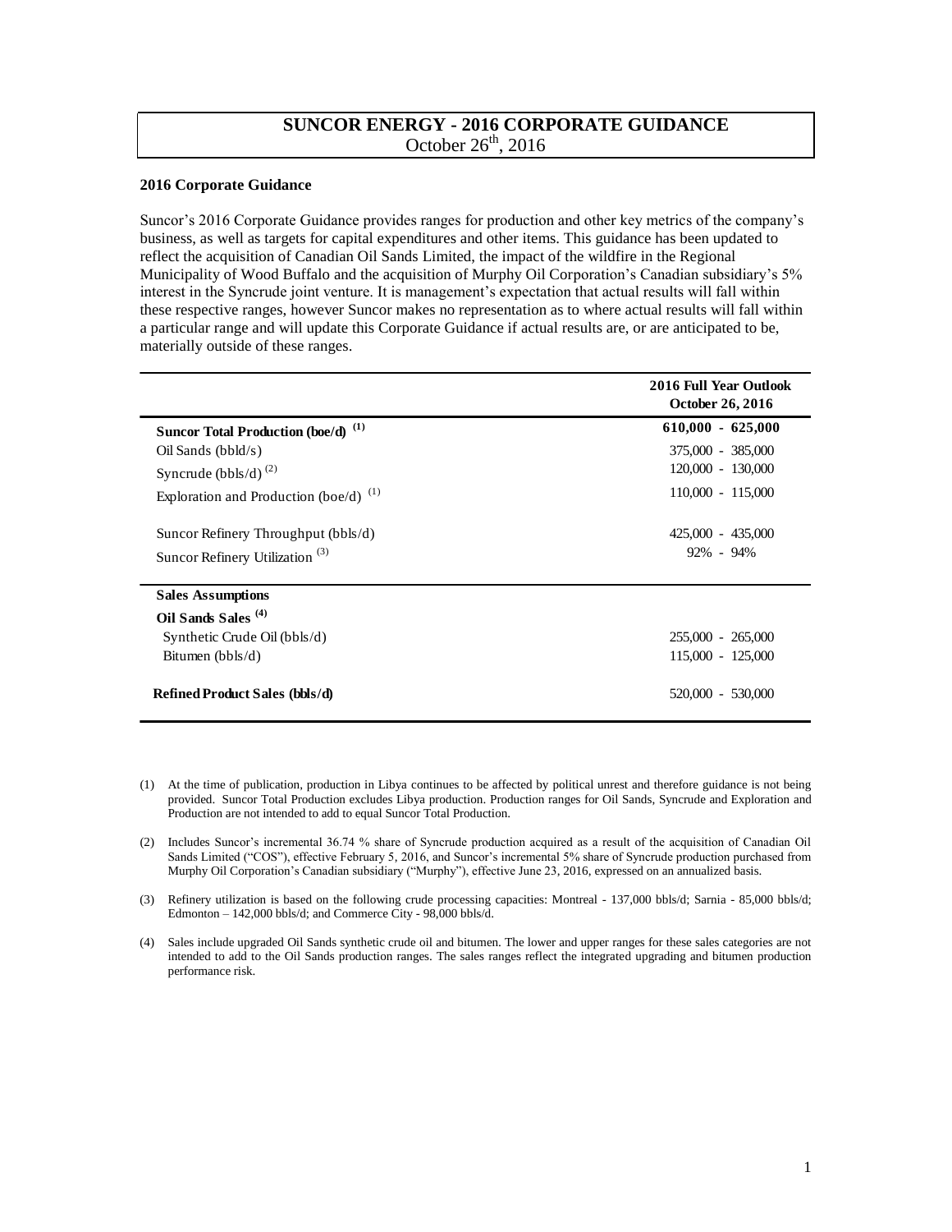# SUNCOR ENERGY - 2016 CORPORATE GUIDANCE

October 26th, 2016

**2016 Corporate Guidance**

Suncor's 2016 Corporate Guidance provides ranges for production and other key metrics of the company's business, as well as targets for capital expenditures and other items. This guidance has been updated to reflect the acquisition of Canadian Oil Sands Limited, the impact of the wildfire in the Regional Municipality of Wood Buffalo and the acquisition of Murphy Oil Corporation's Canadian subsidiary's 5% interest in the Syncrude joint venture. It is management's expectation that actual results will fall within these respective ranges, however Suncor makes no representation as to where actual results will fall within a particular range and will update this Corporate Guidance if actual results are, or are anticipated to be, materially outside of these ranges.

| | 2016 Full Year Outlook October 26, 2016 |
|---|---|
| **Suncor Total Production (boe/d) (1)** | **610,000 - 625,000** |
| Oil Sands (bbld/s) | 375,000 - 385,000 |
| Syncrude (bbls/d) (2) | 120,000 - 130,000 |
| Exploration and Production (boe/d) (1) | 110,000 - 115,000 |
| Suncor Refinery Throughput (bbls/d) | 425,000 - 435,000 |
| Suncor Refinery Utilization (3) | 92% - 94% |
| **Sales Assumptions** | |
| **Oil Sands Sales (4)** | |
| Synthetic Crude Oil (bbls/d) | 255,000 - 265,000 |
| Bitumen (bbls/d) | 115,000 - 125,000 |
| **Refined Product Sales (bbls/d)** | 520,000 - 530,000 |

(1) At the time of publication, production in Libya continues to be affected by political unrest and therefore guidance is not being provided. Suncor Total Production excludes Libya production. Production ranges for Oil Sands, Syncrude and Exploration and Production are not intended to add to equal Suncor Total Production.

(2) Includes Suncor's incremental 36.74 % share of Syncrude production acquired as a result of the acquisition of Canadian Oil Sands Limited ("COS"), effective February 5, 2016, and Suncor's incremental 5% share of Syncrude production purchased from Murphy Oil Corporation's Canadian subsidiary ("Murphy"), effective June 23, 2016, expressed on an annualized basis.

(3) Refinery utilization is based on the following crude processing capacities: Montreal - 137,000 bbls/d; Sarnia - 85,000 bbls/d; Edmonton – 142,000 bbls/d; and Commerce City - 98,000 bbls/d.

(4) Sales include upgraded Oil Sands synthetic crude oil and bitumen. The lower and upper ranges for these sales categories are not intended to add to the Oil Sands production ranges. The sales ranges reflect the integrated upgrading and bitumen production performance risk.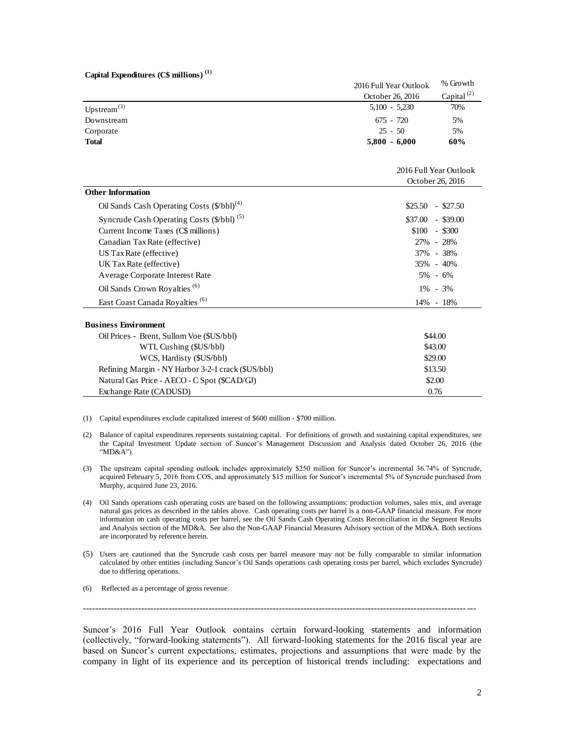**Capital Expenditures (C$ millions) [(1)]**

| | 2016 Full Year Outlook October 26, 2016 | % Growth Capital [(2)] |
|---|---|---|
| Upstream[(3)] | 5,100 - 5,230 | 70% |
| Downstream | 675 - 720 | 5% |
| Corporate | 25 - 50 | 5% |
| **Total** | **5,800 - 6,000** | **60%** |

| | 2016 Full Year Outlook October 26, 2016 |
|---|---|
| **Other Information** | |
| Oil Sands Cash Operating Costs ($/bbl)[(4)] | $25.50 - $27.50 |
| Syncrude Cash Operating Costs ($/bbl) [(5)] | $37.00 - $39.00 |
| Current Income Taxes (C$ millions) | $100 - $300 |
| Canadian Tax Rate (effective) | 27% - 28% |
| US Tax Rate (effective) | 37% - 38% |
| UK Tax Rate (effective) | 35% - 40% |
| Average Corporate Interest Rate | 5% - 6% |
| Oil Sands Crown Royalties [(6)] | 1% - 3% |
| East Coast Canada Royalties [(6)] | 14% - 18% |

| **Business Environment** | |
|---|---|
| Oil Prices - Brent, Sullom Voe ($US/bbl) | $44.00 |
| WTI, Cushing ($US/bbl) | $43.00 |
| WCS, Hardisty ($US/bbl) | $29.00 |
| Refining Margin - NY Harbor 3-2-1 crack ($US/bbl) | $13.50 |
| Natural Gas Price - AECO - C Spot ($CAD/GJ) | $2.00 |
| Exchange Rate (CADUSD) | 0.76 |

(1) Capital expenditures exclude capitalized interest of $600 million - $700 million.

(2) Balance of capital expenditures represents sustaining capital. For definitions of growth and sustaining capital expenditures, see the Capital Investment Update section of Suncor's Management Discussion and Analysis dated October 26, 2016 (the "MD&A").

(3) The upstream capital spending outlook includes approximately $250 million for Suncor's incremental 36.74% of Syncrude, acquired February 5, 2016 from COS, and approximately $15 million for Suncor's incremental 5% of Syncrude purchased from Murphy, acquired June 23, 2016.

(4) Oil Sands operations cash operating costs are based on the following assumptions: production volumes, sales mix, and average natural gas prices as described in the tables above. Cash operating costs per barrel is a non-GAAP financial measure. For more information on cash operating costs per barrel, see the Oil Sands Cash Operating Costs Reconciliation in the Segment Results and Analysis section of the MD&A. See also the Non-GAAP Financial Measures Advisory section of the MD&A. Both sections are incorporated by reference herein.

(5) Users are cautioned that the Syncrude cash costs per barrel measure may not be fully comparable to similar information calculated by other entities (including Suncor's Oil Sands operations cash operating costs per barrel, which excludes Syncrude) due to differing operations.

(6) Reflected as a percentage of gross revenue.

---

Suncor's 2016 Full Year Outlook contains certain forward-looking statements and information (collectively, "forward-looking statements"). All forward-looking statements for the 2016 fiscal year are based on Suncor's current expectations, estimates, projections and assumptions that were made by the company in light of its experience and its perception of historical trends including: expectations and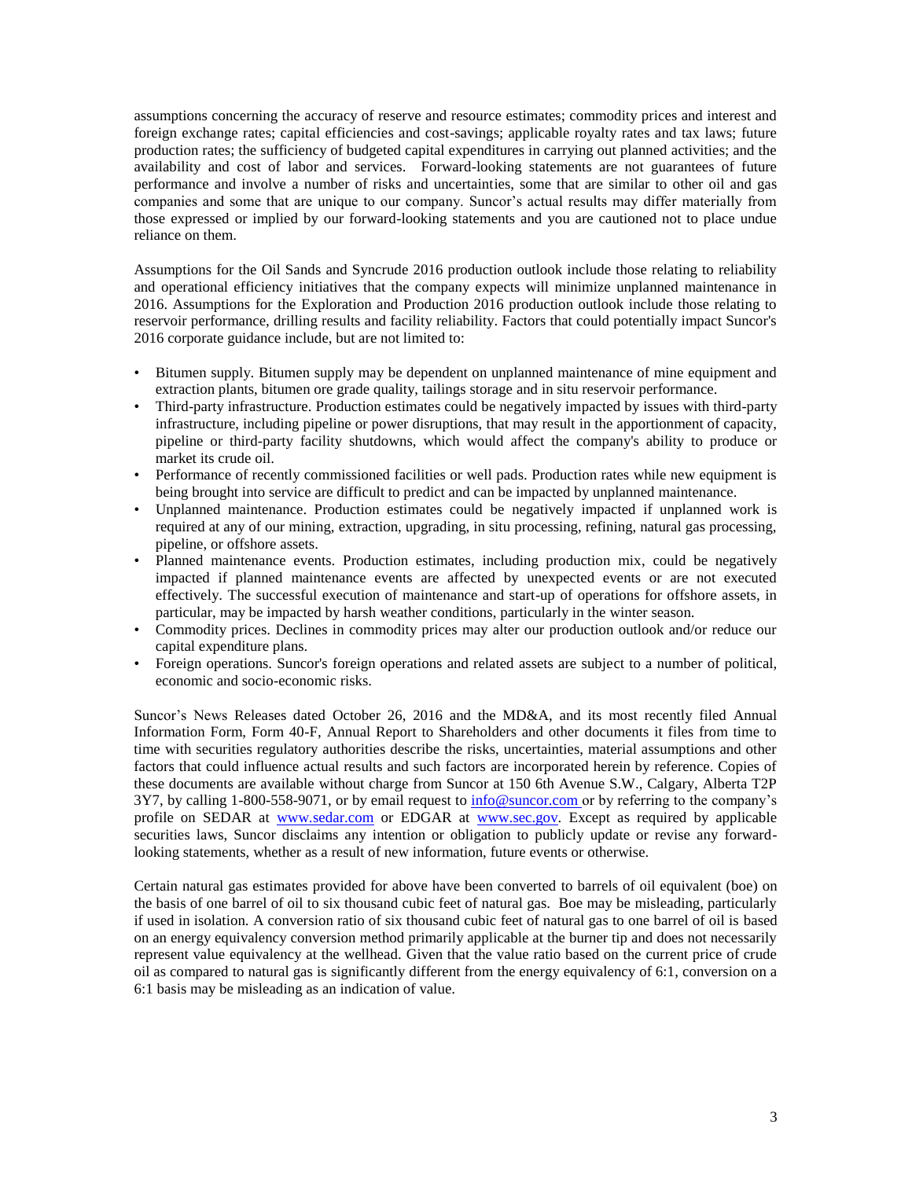assumptions concerning the accuracy of reserve and resource estimates; commodity prices and interest and foreign exchange rates; capital efficiencies and cost-savings; applicable royalty rates and tax laws; future production rates; the sufficiency of budgeted capital expenditures in carrying out planned activities; and the availability and cost of labor and services. Forward-looking statements are not guarantees of future performance and involve a number of risks and uncertainties, some that are similar to other oil and gas companies and some that are unique to our company. Suncor's actual results may differ materially from those expressed or implied by our forward-looking statements and you are cautioned not to place undue reliance on them.

Assumptions for the Oil Sands and Syncrude 2016 production outlook include those relating to reliability and operational efficiency initiatives that the company expects will minimize unplanned maintenance in 2016. Assumptions for the Exploration and Production 2016 production outlook include those relating to reservoir performance, drilling results and facility reliability. Factors that could potentially impact Suncor's 2016 corporate guidance include, but are not limited to:

- Bitumen supply. Bitumen supply may be dependent on unplanned maintenance of mine equipment and extraction plants, bitumen ore grade quality, tailings storage and in situ reservoir performance.
- Third-party infrastructure. Production estimates could be negatively impacted by issues with third-party infrastructure, including pipeline or power disruptions, that may result in the apportionment of capacity, pipeline or third-party facility shutdowns, which would affect the company's ability to produce or market its crude oil.
- Performance of recently commissioned facilities or well pads. Production rates while new equipment is being brought into service are difficult to predict and can be impacted by unplanned maintenance.
- Unplanned maintenance. Production estimates could be negatively impacted if unplanned work is required at any of our mining, extraction, upgrading, in situ processing, refining, natural gas processing, pipeline, or offshore assets.
- Planned maintenance events. Production estimates, including production mix, could be negatively impacted if planned maintenance events are affected by unexpected events or are not executed effectively. The successful execution of maintenance and start-up of operations for offshore assets, in particular, may be impacted by harsh weather conditions, particularly in the winter season.
- Commodity prices. Declines in commodity prices may alter our production outlook and/or reduce our capital expenditure plans.
- Foreign operations. Suncor's foreign operations and related assets are subject to a number of political, economic and socio-economic risks.

Suncor's News Releases dated October 26, 2016 and the MD&A, and its most recently filed Annual Information Form, Form 40-F, Annual Report to Shareholders and other documents it files from time to time with securities regulatory authorities describe the risks, uncertainties, material assumptions and other factors that could influence actual results and such factors are incorporated herein by reference. Copies of these documents are available without charge from Suncor at 150 6th Avenue S.W., Calgary, Alberta T2P 3Y7, by calling 1-800-558-9071, or by email request to info@suncor.com or by referring to the company's profile on SEDAR at www.sedar.com or EDGAR at www.sec.gov. Except as required by applicable securities laws, Suncor disclaims any intention or obligation to publicly update or revise any forward-looking statements, whether as a result of new information, future events or otherwise.

Certain natural gas estimates provided for above have been converted to barrels of oil equivalent (boe) on the basis of one barrel of oil to six thousand cubic feet of natural gas. Boe may be misleading, particularly if used in isolation. A conversion ratio of six thousand cubic feet of natural gas to one barrel of oil is based on an energy equivalency conversion method primarily applicable at the burner tip and does not necessarily represent value equivalency at the wellhead. Given that the value ratio based on the current price of crude oil as compared to natural gas is significantly different from the energy equivalency of 6:1, conversion on a 6:1 basis may be misleading as an indication of value.